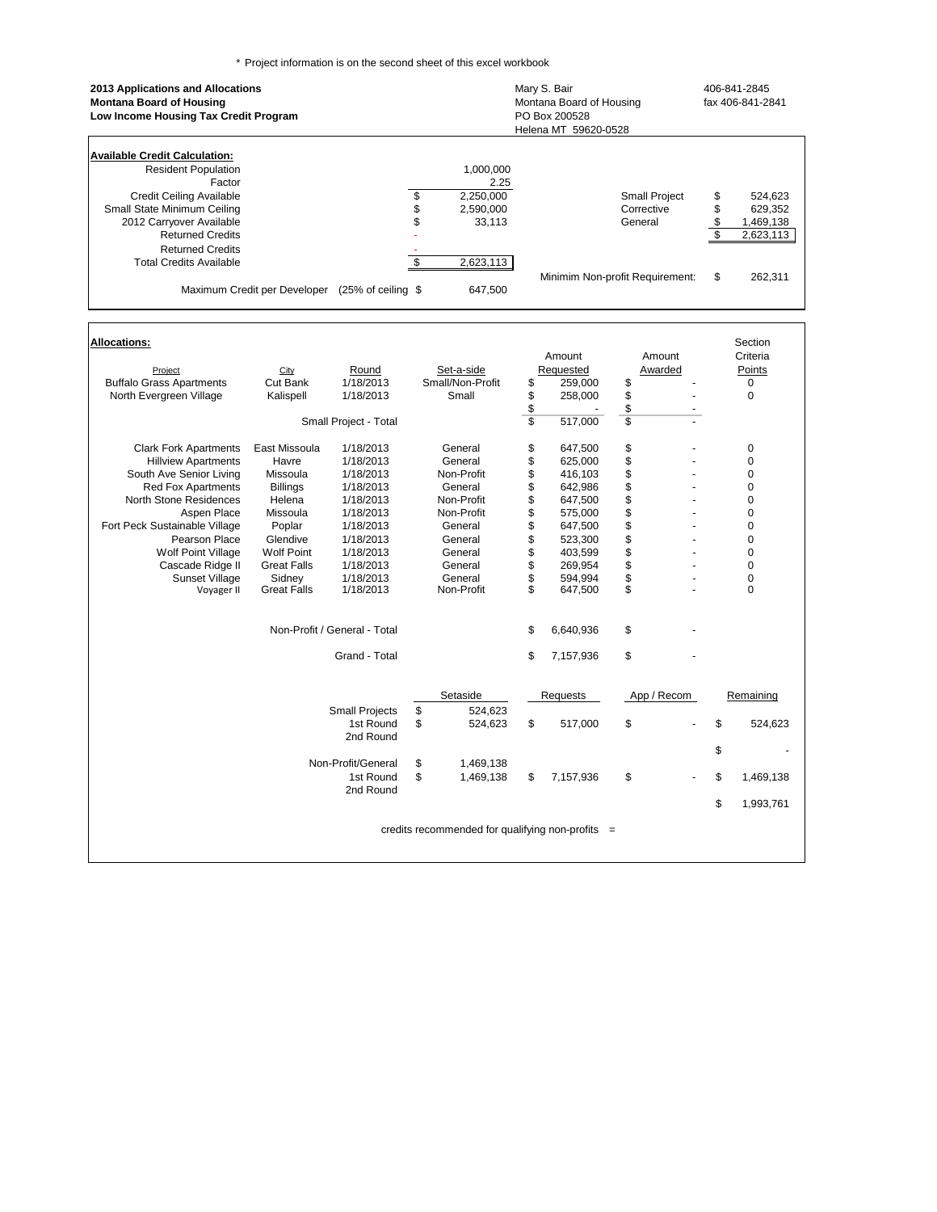\* Project information is on the second sheet of this excel workbook

**2013 Applications and Allocations**
**Montana Board of Housing**
**Low Income Housing Tax Credit Program**

Mary S. Bair
Montana Board of Housing
PO Box 200528
Helena MT 59620-0528

406-841-2845
fax 406-841-2841

**Available Credit Calculation:**

| | | | | |
|---|---|---|---|---|
| Resident Population | 1,000,000 | | | |
| Factor | 2.25 | | | |
| Credit Ceiling Available | $ 2,250,000 | | Small Project | $ 524,623 |
| Small State Minimum Ceiling | $ 2,590,000 | | Corrective | $ 629,352 |
| 2012 Carryover Available | $ 33,113 | | General | $ 1,469,138 |
| Returned Credits | - | | | $ 2,623,113 |
| Returned Credits | - | | | |
| Total Credits Available | $ 2,623,113 | | | |
| | | | Minimim Non-profit Requirement: | $ 262,311 |
| Maximum Credit per Developer (25% of ceiling | $ 647,500 | | | |

**Allocations:**

| Project | City | Round | Set-a-side | Amount Requested | Amount Awarded | Section Criteria Points |
|---|---|---|---|---|---|---|
| Buffalo Grass Apartments | Cut Bank | 1/18/2013 | Small/Non-Profit | $ 259,000 | $ - | 0 |
| North Evergreen Village | Kalispell | 1/18/2013 | Small | $ 258,000 | $ - | 0 |
| | | | | $ - | $ - | |
| | | Small Project - Total | | $ 517,000 | $ - | |
| Clark Fork Apartments | East Missoula | 1/18/2013 | General | $ 647,500 | $ - | 0 |
| Hillview Apartments | Havre | 1/18/2013 | General | $ 625,000 | $ - | 0 |
| South Ave Senior Living | Missoula | 1/18/2013 | Non-Profit | $ 416,103 | $ - | 0 |
| Red Fox Apartments | Billings | 1/18/2013 | General | $ 642,986 | $ - | 0 |
| North Stone Residences | Helena | 1/18/2013 | Non-Profit | $ 647,500 | $ - | 0 |
| Aspen Place | Missoula | 1/18/2013 | Non-Profit | $ 575,000 | $ - | 0 |
| Fort Peck Sustainable Village | Poplar | 1/18/2013 | General | $ 647,500 | $ - | 0 |
| Pearson Place | Glendive | 1/18/2013 | General | $ 523,300 | $ - | 0 |
| Wolf Point Village | Wolf Point | 1/18/2013 | General | $ 403,599 | $ - | 0 |
| Cascade Ridge II | Great Falls | 1/18/2013 | General | $ 269,954 | $ - | 0 |
| Sunset Village | Sidney | 1/18/2013 | General | $ 594,994 | $ - | 0 |
| Voyager II | Great Falls | 1/18/2013 | Non-Profit | $ 647,500 | $ - | 0 |
| | | Non-Profit / General - Total | | $ 6,640,936 | $ - | |
| | | Grand - Total | | $ 7,157,936 | $ - | |

| | Setaside | Requests | App / Recom | Remaining |
|---|---|---|---|---|
| Small Projects | $ 524,623 | | | |
| 1st Round | $ 524,623 | $ 517,000 | $ - | $ 524,623 |
| 2nd Round | | | | |
| | | | | $ - |
| Non-Profit/General | $ 1,469,138 | | | |
| 1st Round | $ 1,469,138 | $ 7,157,936 | $ - | $ 1,469,138 |
| 2nd Round | | | | |
| | | | | $ 1,993,761 |

credits recommended for qualifying non-profits =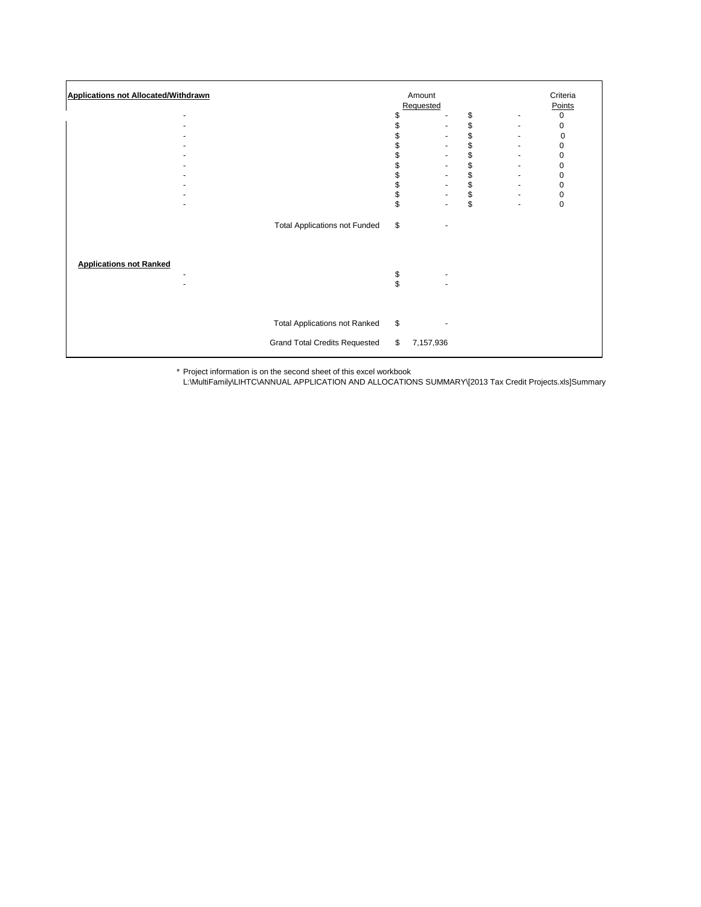| Applications not Allocated/Withdrawn | Amount Requested | | Criteria Points |
|---|---|---|---|
| - | $ - | $ - | 0 |
| - | $ - | $ - | 0 |
| - | $ - | $ - | 0 |
| - | $ - | $ - | 0 |
| - | $ - | $ - | 0 |
| - | $ - | $ - | 0 |
| - | $ - | $ - | 0 |
| - | $ - | $ - | 0 |
| - | $ - | $ - | 0 |
| - | $ - | $ - | 0 |
| Total Applications not Funded | $ - | | |
| **Applications not Ranked** | | | |
| - | $ - | | |
| - | $ - | | |
| Total Applications not Ranked | $ - | | |
| Grand Total Credits Requested | $ 7,157,936 | | |

* Project information is on the second sheet of this excel workbook
L:\MultiFamily\LIHTC\ANNUAL APPLICATION AND ALLOCATIONS SUMMARY\[2013 Tax Credit Projects.xls]Summary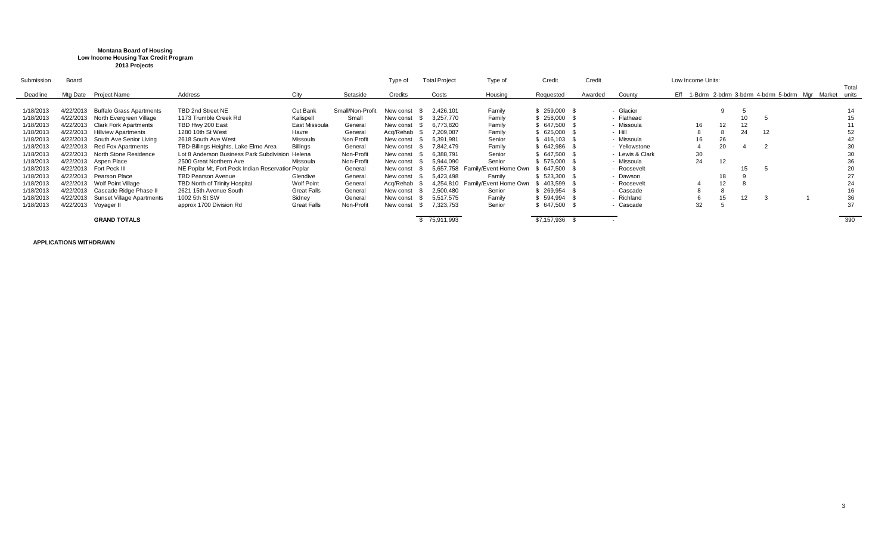**Montana Board of Housing**
**Low Income Housing Tax Credit Program**
**2013 Projects**

| Submission Deadline | Board Mtg Date | Project Name | Address | City | Setaside | Type of Credits | Total Project Costs | Type of Housing | Credit Requested | Credit Awarded | County | Low Income Units: Eff | 1-Bdrm | 2-bdrm | 3-bdrm | 4-bdrm | 5-bdrm | Mgr | Market | Total units |
|---|---|---|---|---|---|---|---|---|---|---|---|---|---|---|---|---|---|---|---|---|
| 1/18/2013 | 4/22/2013 | Buffalo Grass Apartments | TBD 2nd Street NE | Cut Bank | Small/Non-Profit | New const | $ 2,426,101 | Family | $ 259,000 | $ - | Glacier | | | 9 | 5 | | | | | 14 |
| 1/18/2013 | 4/22/2013 | North Evergreen Village | 1173 Trumble Creek Rd | Kalispell | Small | New const | $ 3,257,770 | Family | $ 258,000 | $ - | Flathead | | | | 10 | 5 | | | | 15 |
| 1/18/2013 | 4/22/2013 | Clark Fork Apartments | TBD Hwy 200 East | East Missoula | General | New const | $ 6,773,820 | Family | $ 647,500 | $ - | Missoula | | 16 | 12 | 12 | | | | | 11 |
| 1/18/2013 | 4/22/2013 | Hillview Apartments | 1280 10th St West | Havre | General | Acq/Rehab | $ 7,209,087 | Family | $ 625,000 | $ - | Hill | | 8 | 8 | 24 | 12 | | | | 52 |
| 1/18/2013 | 4/22/2013 | South Ave Senior Living | 2618 South Ave West | Missoula | Non Profit | New const | $ 5,391,981 | Senior | $ 416,103 | $ - | Missoula | | 16 | 26 | | | | | | 42 |
| 1/18/2013 | 4/22/2013 | Red Fox Apartments | TBD-Billings Heights, Lake Elmo Area | Billings | General | New const | $ 7,842,479 | Family | $ 642,986 | $ - | Yellowstone | | 4 | 20 | 4 | 2 | | | | 30 |
| 1/18/2013 | 4/22/2013 | North Stone Residence | Lot 8 Anderson Business Park Subdivision | Helena | Non-Profit | New const | $ 6,388,791 | Senior | $ 647,500 | $ - | Lewis & Clark | | 30 | | | | | | | 30 |
| 1/18/2013 | 4/22/2013 | Aspen Place | 2500 Great Northern Ave | Missoula | Non-Profit | New const | $ 5,944,090 | Senior | $ 575,000 | $ - | Missoula | | 24 | 12 | | | | | | 36 |
| 1/18/2013 | 4/22/2013 | Fort Peck III | NE Poplar Mt, Fort Peck Indian Reservation | Poplar | General | New const | $ 5,657,758 | Family/Event Home Own | $ 647,500 | $ - | Roosevelt | | | | 15 | 5 | | | | 20 |
| 1/18/2013 | 4/22/2013 | Pearson Place | TBD Pearson Avenue | Glendive | General | New const | $ 5,423,498 | Family | $ 523,300 | $ - | Dawson | | | 18 | 9 | | | | | 27 |
| 1/18/2013 | 4/22/2013 | Wolf Point Village | TBD North of Trinity Hospital | Wolf Point | General | Acq/Rehab | $ 4,254,810 | Family/Event Home Own | $ 403,599 | $ - | Roosevelt | | 4 | 12 | 8 | | | | | 24 |
| 1/18/2013 | 4/22/2013 | Cascade Ridge Phase II | 2621 15th Avenue South | Great Falls | General | New const | $ 2,500,480 | Senior | $ 269,954 | $ - | Cascade | | 8 | 8 | | | | | | 16 |
| 1/18/2013 | 4/22/2013 | Sunset Village Apartments | 1002 5th St SW | Sidney | General | New const | $ 5,517,575 | Family | $ 594,994 | $ - | Richland | | 6 | 15 | 12 | 3 | | 1 | | 36 |
| 1/18/2013 | 4/22/2013 | Voyager II | approx 1700 Division Rd | Great Falls | Non-Profit | New const | $ 7,323,753 | Senior | $ 647,500 | $ - | Cascade | | 32 | 5 | | | | | | 37 |
| | | **GRAND TOTALS** | | | | | $ 75,911,993 | | $7,157,936 | $ - | | | | | | | | | | 390 |

**APPLICATIONS WITHDRAWN**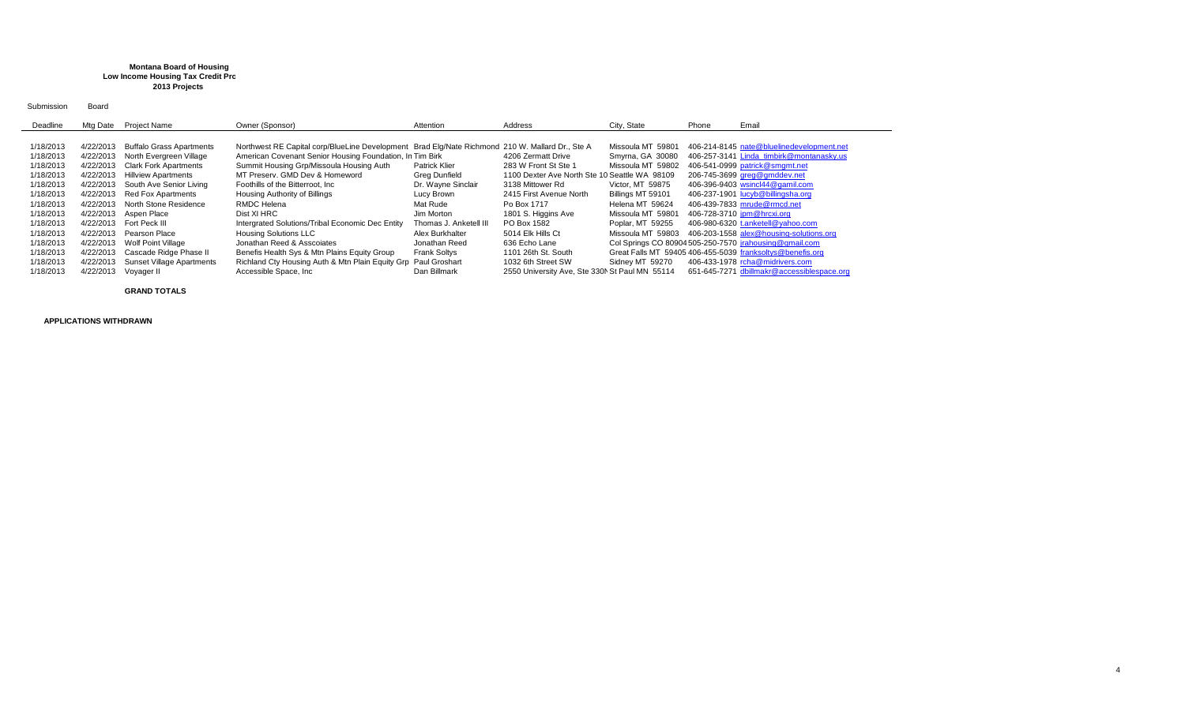**Montana Board of Housing**
**Low Income Housing Tax Credit Pro**
**2013 Projects**

| Submission Deadline | Board Mtg Date | Project Name | Owner (Sponsor) | Attention | Address | City, State | Phone | Email |
|---|---|---|---|---|---|---|---|---|
| 1/18/2013 | 4/22/2013 | Buffalo Grass Apartments | Northwest RE Capital corp/BlueLine Development | Brad Elg/Nate Richmond | 210 W. Mallard Dr., Ste A | Missoula MT 59801 | 406-214-8145 | nate@bluelinedevelopment.net |
| 1/18/2013 | 4/22/2013 | North Evergreen Village | American Covenant Senior Housing Foundation, In | Tim Birk | 4206 Zermatt Drive | Smyrna, GA 30080 | 406-257-3141 | Linda_timbirk@montanasky.us |
| 1/18/2013 | 4/22/2013 | Clark Fork Apartments | Summit Housing Grp/Missoula Housing Auth | Patrick Klier | 283 W Front St Ste 1 | Missoula MT 59802 | 406-541-0999 | patrick@smgmt.net |
| 1/18/2013 | 4/22/2013 | Hillview Apartments | MT Preserv. GMD Dev & Homeword | Greg Dunfield | 1100 Dexter Ave North Ste 10 | Seattle WA 98109 | 206-745-3699 | greg@gmddev.net |
| 1/18/2013 | 4/22/2013 | South Ave Senior Living | Foothills of the Bitterroot, Inc | Dr. Wayne Sinclair | 3138 Mittower Rd | Victor, MT 59875 | 406-396-9403 | wsincl44@gamil.com |
| 1/18/2013 | 4/22/2013 | Red Fox Apartments | Housing Authority of Billings | Lucy Brown | 2415 First Avenue North | Billings MT 59101 | 406-237-1901 | lucyb@billingsha.org |
| 1/18/2013 | 4/22/2013 | North Stone Residence | RMDC Helena | Mat Rude | Po Box 1717 | Helena MT 59624 | 406-439-7833 | mrude@rmcd.net |
| 1/18/2013 | 4/22/2013 | Aspen Place | Dist XI HRC | Jim Morton | 1801 S. Higgins Ave | Missoula MT 59801 | 406-728-3710 | jpm@hrcxi.org |
| 1/18/2013 | 4/22/2013 | Fort Peck III | Intergrated Solutions/Tribal Economic Dec Entity | Thomas J. Anketell III | PO Box 1582 | Poplar, MT 59255 | 406-980-6320 | t.anketell@yahoo.com |
| 1/18/2013 | 4/22/2013 | Pearson Place | Housing Solutions LLC | Alex Burkhalter | 5014 Elk Hills Ct | Missoula MT 59803 | 406-203-1558 | alex@housing-solutions.org |
| 1/18/2013 | 4/22/2013 | Wolf Point Village | Jonathan Reed & Asscoiates | Jonathan Reed | 636 Echo Lane | Col Springs CO 80904 | 505-250-7570 | jrahousing@gmail.com |
| 1/18/2013 | 4/22/2013 | Cascade Ridge Phase II | Benefis Health Sys & Mtn Plains Equity Group | Frank Soltys | 1101 26th St. South | Great Falls MT 59405 | 406-455-5039 | franksoltys@benefis.org |
| 1/18/2013 | 4/22/2013 | Sunset Village Apartments | Richland Cty Housing Auth & Mtn Plain Equity Grp | Paul Groshart | 1032 6th Street SW | Sidney MT 59270 | 406-433-1978 | rcha@midrivers.com |
| 1/18/2013 | 4/22/2013 | Voyager II | Accessible Space, Inc | Dan Billmark | 2550 University Ave, Ste 330N | St Paul MN 55114 | 651-645-7271 | dbillmakr@accessiblespace.org |

**GRAND TOTALS**

**APPLICATIONS WITHDRAWN**